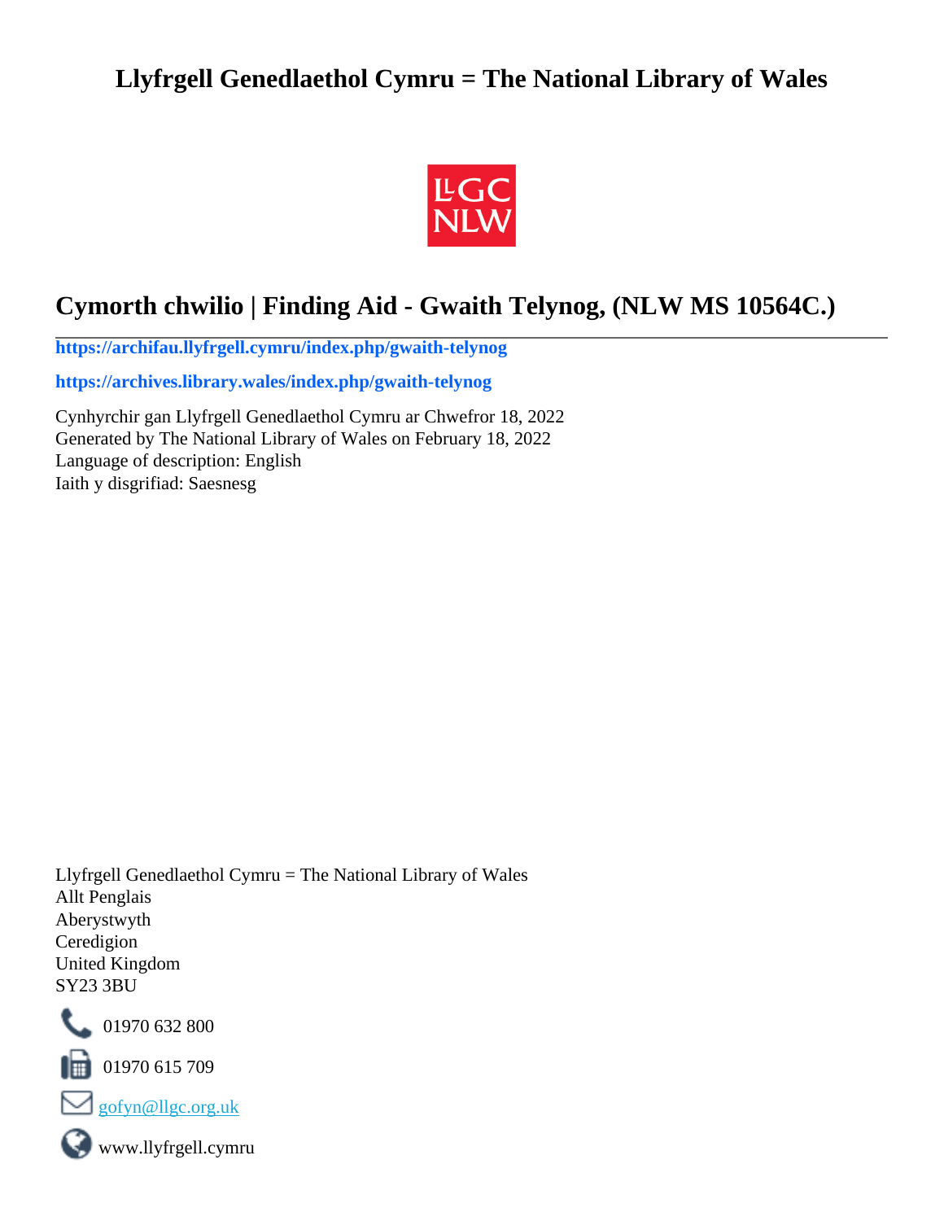# Llyfrgell Genedlaethol Cymru = The National Library of Wales

## Cymorth chwilio | Finding Aid - Gwaith Telynog, (NLW MS 10564C.)

**https://archifau.llyfrgell.cymru/index.php/gwaith-telynog**

**https://archives.library.wales/index.php/gwaith-telynog**

Cynhyrchir gan Llyfrgell Genedlaethol Cymru ar Chwefror 18, 2022
Generated by The National Library of Wales on February 18, 2022
Language of description: English
Iaith y disgrifiad: Saesnesg

Llyfrgell Genedlaethol Cymru = The National Library of Wales
Allt Penglais
Aberystwyth
Ceredigion
United Kingdom
SY23 3BU

01970 632 800

01970 615 709

gofyn@llgc.org.uk

www.llyfrgell.cymru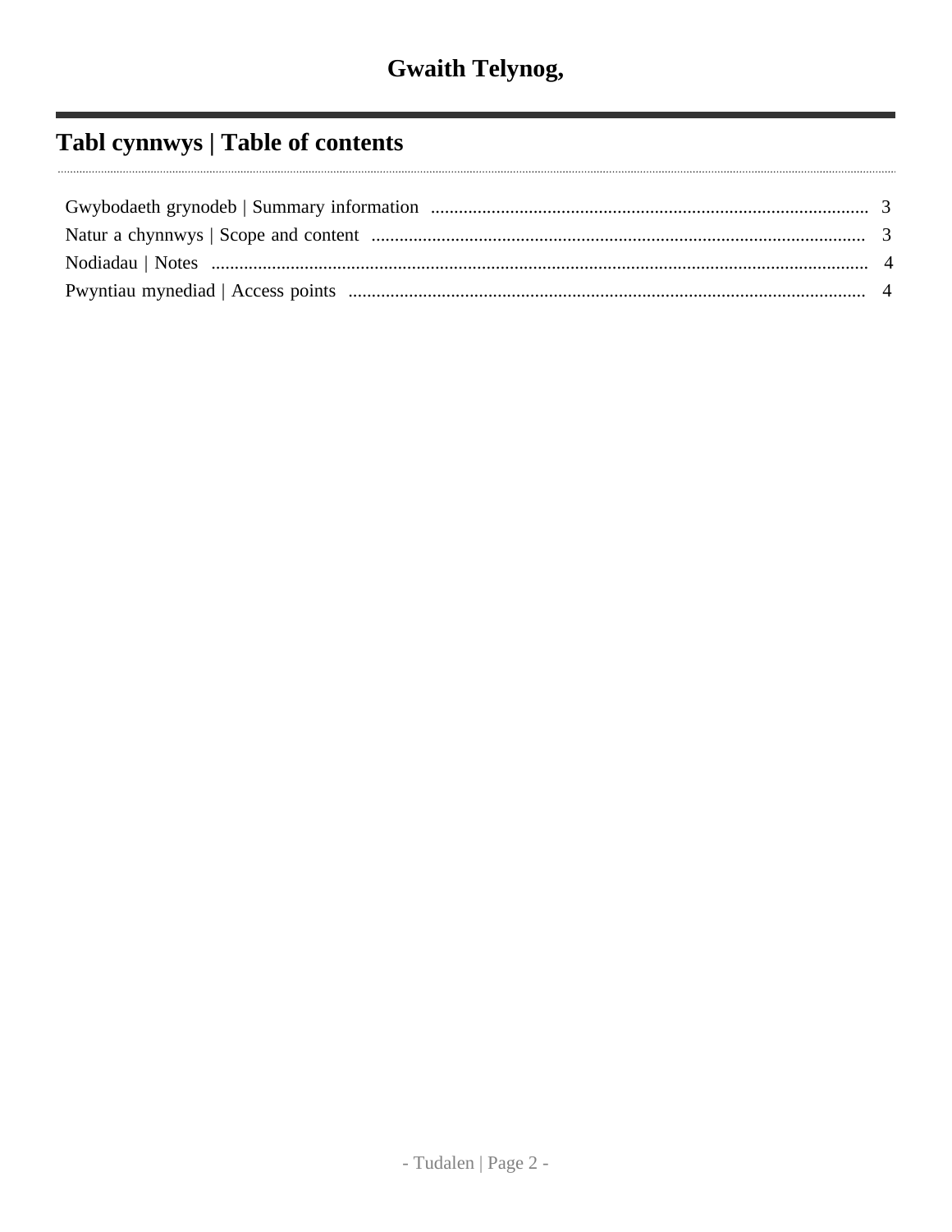# Gwaith Telynog,

## Tabl cynnwys | Table of contents

Gwybodaeth grynodeb | Summary information .......... 3
Natur a chynnwys | Scope and content .......... 3
Nodiadau | Notes .......... 4
Pwyntiau mynediad | Access points .......... 4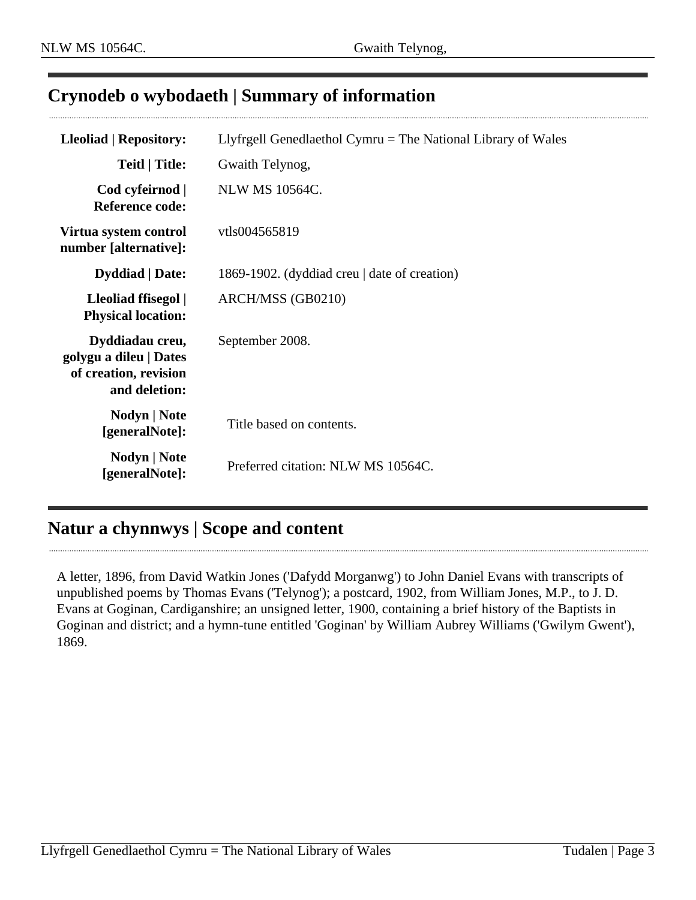## Crynodeb o wybodaeth | Summary of information

| | |
|---|---|
| **Lleoliad \| Repository:** | Llyfrgell Genedlaethol Cymru = The National Library of Wales |
| **Teitl \| Title:** | Gwaith Telynog, |
| **Cod cyfeirnod \| Reference code:** | NLW MS 10564C. |
| **Virtua system control number [alternative]:** | vtls004565819 |
| **Dyddiad \| Date:** | 1869-1902. (dyddiad creu \| date of creation) |
| **Lleoliad ffisegol \| Physical location:** | ARCH/MSS (GB0210) |
| **Dyddiadau creu, golygu a dileu \| Dates of creation, revision and deletion:** | September 2008. |
| **Nodyn \| Note [generalNote]:** | Title based on contents. |
| **Nodyn \| Note [generalNote]:** | Preferred citation: NLW MS 10564C. |

## Natur a chynnwys | Scope and content

A letter, 1896, from David Watkin Jones ('Dafydd Morganwg') to John Daniel Evans with transcripts of unpublished poems by Thomas Evans ('Telynog'); a postcard, 1902, from William Jones, M.P., to J. D. Evans at Goginan, Cardiganshire; an unsigned letter, 1900, containing a brief history of the Baptists in Goginan and district; and a hymn-tune entitled 'Goginan' by William Aubrey Williams ('Gwilym Gwent'), 1869.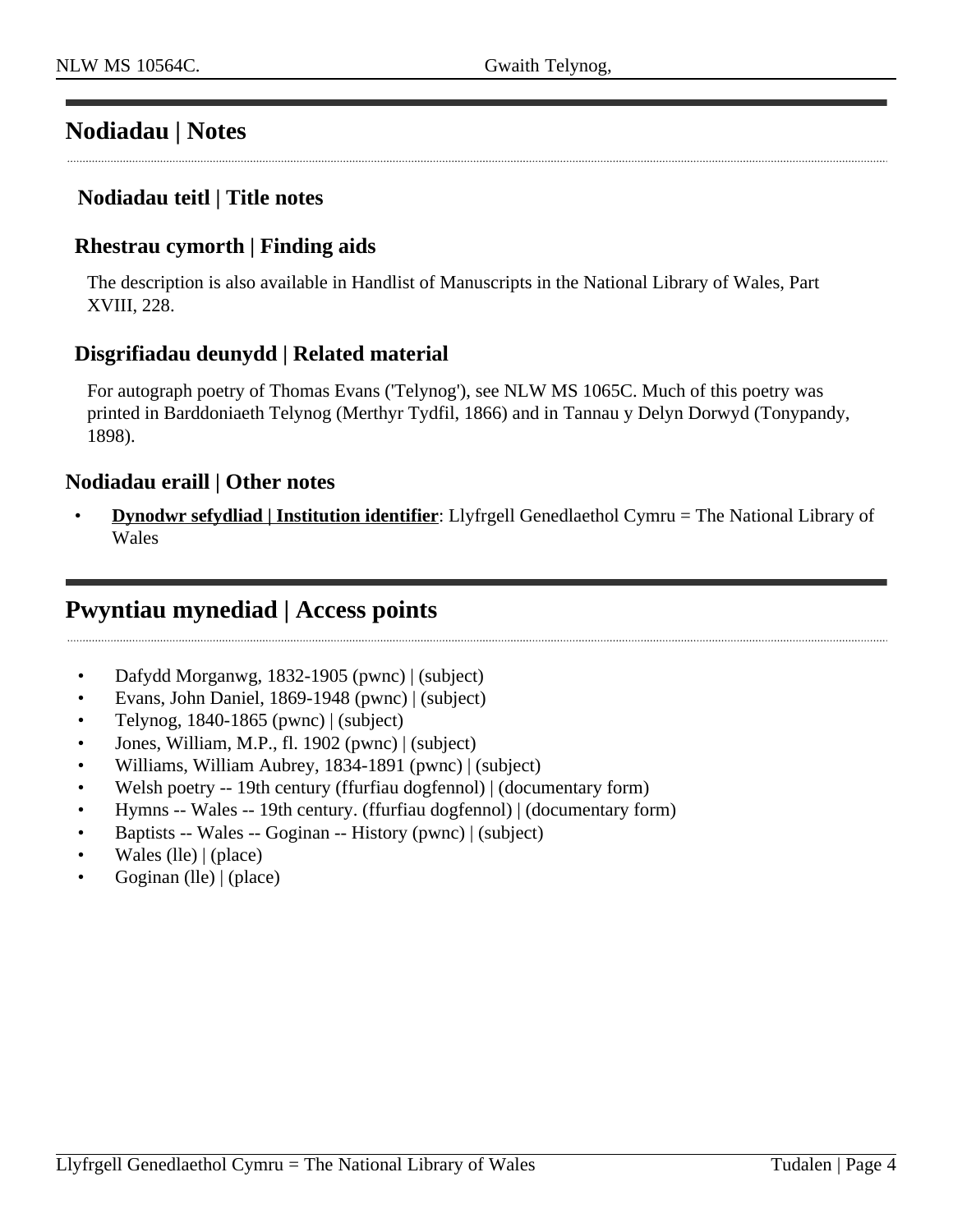## Nodiadau | Notes

### Nodiadau teitl | Title notes

### Rhestrau cymorth | Finding aids

The description is also available in Handlist of Manuscripts in the National Library of Wales, Part XVIII, 228.

### Disgrifiadau deunydd | Related material

For autograph poetry of Thomas Evans ('Telynog'), see NLW MS 1065C. Much of this poetry was printed in Barddoniaeth Telynog (Merthyr Tydfil, 1866) and in Tannau y Delyn Dorwyd (Tonypandy, 1898).

### Nodiadau eraill | Other notes

- **Dynodwr sefydliad | Institution identifier**: Llyfrgell Genedlaethol Cymru = The National Library of Wales

## Pwyntiau mynediad | Access points

- Dafydd Morganwg, 1832-1905 (pwnc) | (subject)
- Evans, John Daniel, 1869-1948 (pwnc) | (subject)
- Telynog, 1840-1865 (pwnc) | (subject)
- Jones, William, M.P., fl. 1902 (pwnc) | (subject)
- Williams, William Aubrey, 1834-1891 (pwnc) | (subject)
- Welsh poetry -- 19th century (ffurfiau dogfennol) | (documentary form)
- Hymns -- Wales -- 19th century. (ffurfiau dogfennol) | (documentary form)
- Baptists -- Wales -- Goginan -- History (pwnc) | (subject)
- Wales (lle) | (place)
- Goginan (lle) | (place)